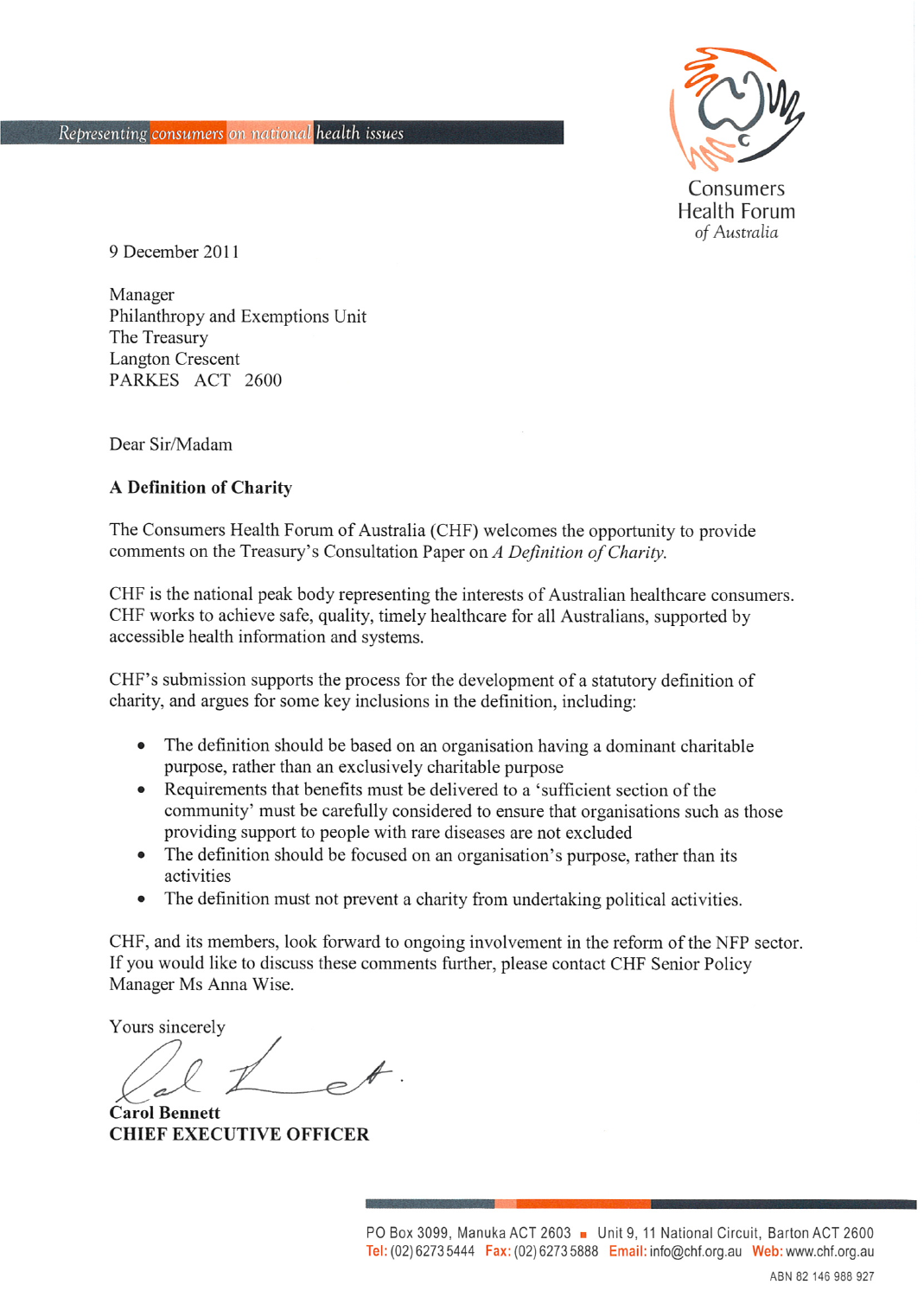Representing consumers on national health issues

Consumers Health Forum *of Australia*

9 December 2011

Manager
Philanthropy and Exemptions Unit
The Treasury
Langton Crescent
PARKES ACT 2600

Dear Sir/Madam

**A Definition of Charity**

The Consumers Health Forum of Australia (CHF) welcomes the opportunity to provide comments on the Treasury's Consultation Paper on *A Definition of Charity.*

CHF is the national peak body representing the interests of Australian healthcare consumers. CHF works to achieve safe, quality, timely healthcare for all Australians, supported by accessible health information and systems.

CHF's submission supports the process for the development of a statutory definition of charity, and argues for some key inclusions in the definition, including:

- The definition should be based on an organisation having a dominant charitable purpose, rather than an exclusively charitable purpose
- Requirements that benefits must be delivered to a 'sufficient section of the community' must be carefully considered to ensure that organisations such as those providing support to people with rare diseases are not excluded
- The definition should be focused on an organisation's purpose, rather than its activities
- The definition must not prevent a charity from undertaking political activities.

CHF, and its members, look forward to ongoing involvement in the reform of the NFP sector. If you would like to discuss these comments further, please contact CHF Senior Policy Manager Ms Anna Wise.

Yours sincerely

**Carol Bennett**
**CHIEF EXECUTIVE OFFICER**

PO Box 3099, Manuka ACT 2603 ■ Unit 9, 11 National Circuit, Barton ACT 2600
Tel: (02) 6273 5444 Fax: (02) 6273 5888 Email: info@chf.org.au Web: www.chf.org.au

ABN 82 146 988 927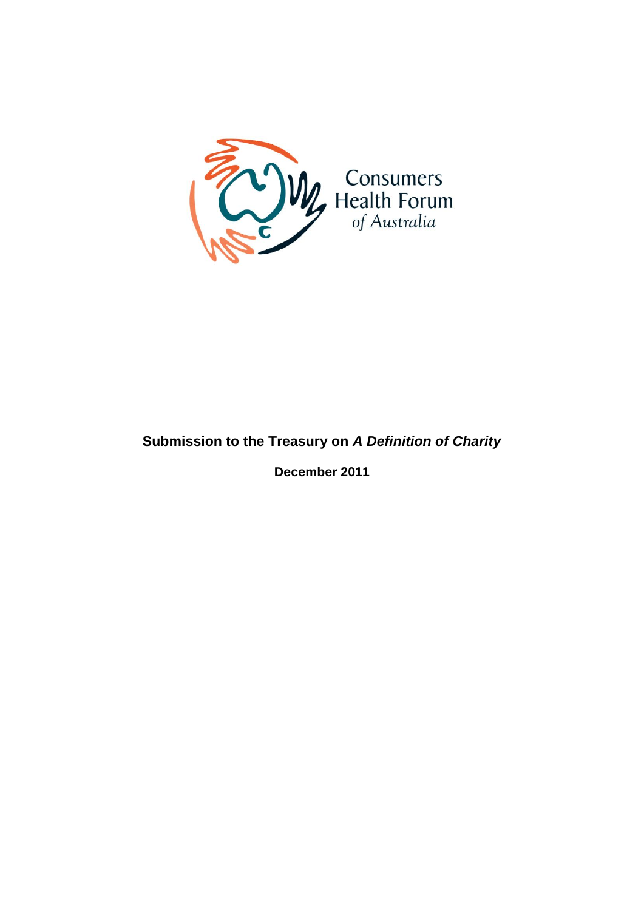Consumers Health Forum of Australia

**Submission to the Treasury on *A Definition of Charity***

**December 2011**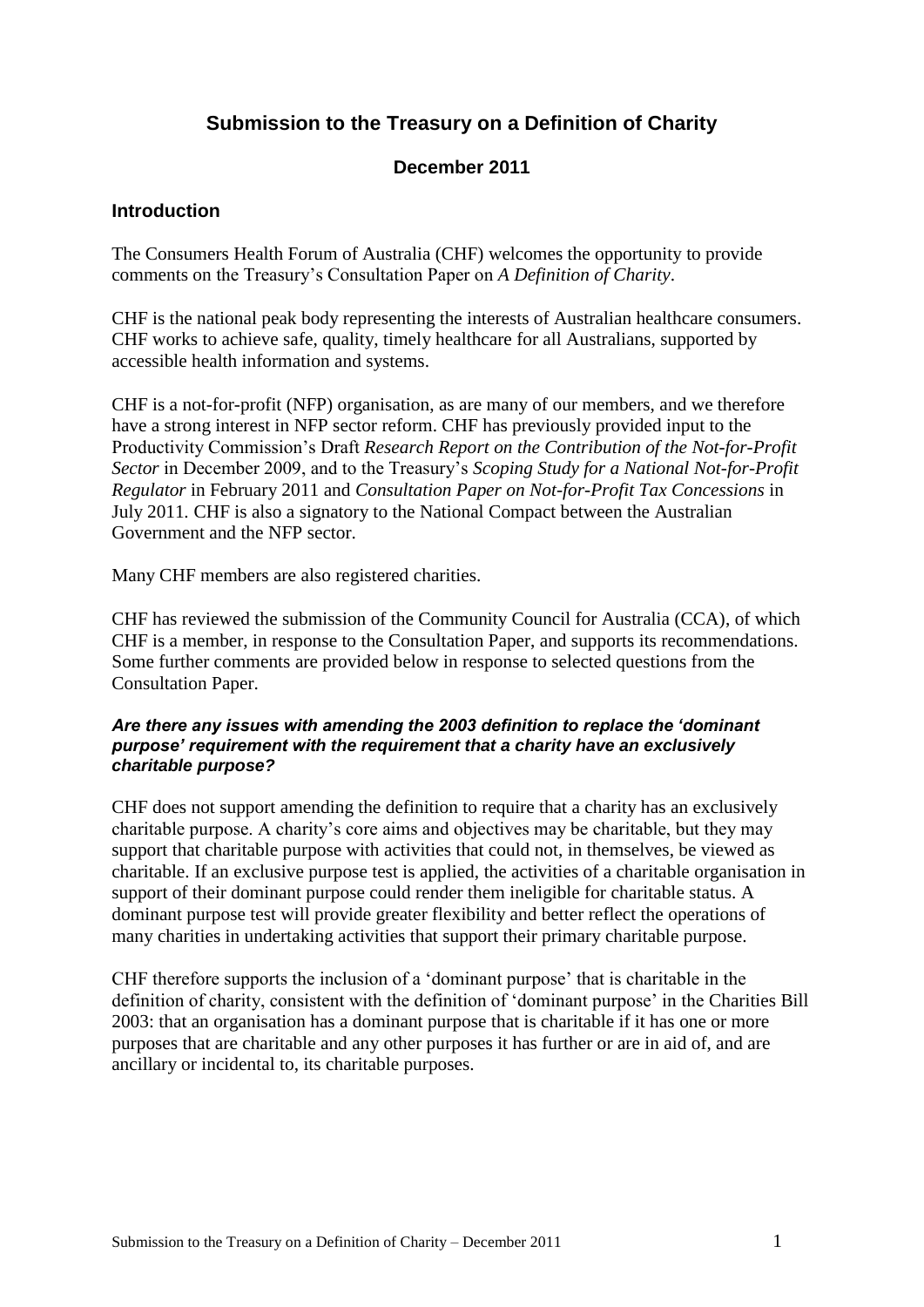# Submission to the Treasury on a Definition of Charity

**December 2011**

## Introduction

The Consumers Health Forum of Australia (CHF) welcomes the opportunity to provide comments on the Treasury's Consultation Paper on *A Definition of Charity*.

CHF is the national peak body representing the interests of Australian healthcare consumers. CHF works to achieve safe, quality, timely healthcare for all Australians, supported by accessible health information and systems.

CHF is a not-for-profit (NFP) organisation, as are many of our members, and we therefore have a strong interest in NFP sector reform. CHF has previously provided input to the Productivity Commission's Draft *Research Report on the Contribution of the Not-for-Profit Sector* in December 2009, and to the Treasury's *Scoping Study for a National Not-for-Profit Regulator* in February 2011 and *Consultation Paper on Not-for-Profit Tax Concessions* in July 2011. CHF is also a signatory to the National Compact between the Australian Government and the NFP sector.

Many CHF members are also registered charities.

CHF has reviewed the submission of the Community Council for Australia (CCA), of which CHF is a member, in response to the Consultation Paper, and supports its recommendations. Some further comments are provided below in response to selected questions from the Consultation Paper.

#### *Are there any issues with amending the 2003 definition to replace the 'dominant purpose' requirement with the requirement that a charity have an exclusively charitable purpose?*

CHF does not support amending the definition to require that a charity has an exclusively charitable purpose. A charity's core aims and objectives may be charitable, but they may support that charitable purpose with activities that could not, in themselves, be viewed as charitable. If an exclusive purpose test is applied, the activities of a charitable organisation in support of their dominant purpose could render them ineligible for charitable status. A dominant purpose test will provide greater flexibility and better reflect the operations of many charities in undertaking activities that support their primary charitable purpose.

CHF therefore supports the inclusion of a 'dominant purpose' that is charitable in the definition of charity, consistent with the definition of 'dominant purpose' in the Charities Bill 2003: that an organisation has a dominant purpose that is charitable if it has one or more purposes that are charitable and any other purposes it has further or are in aid of, and are ancillary or incidental to, its charitable purposes.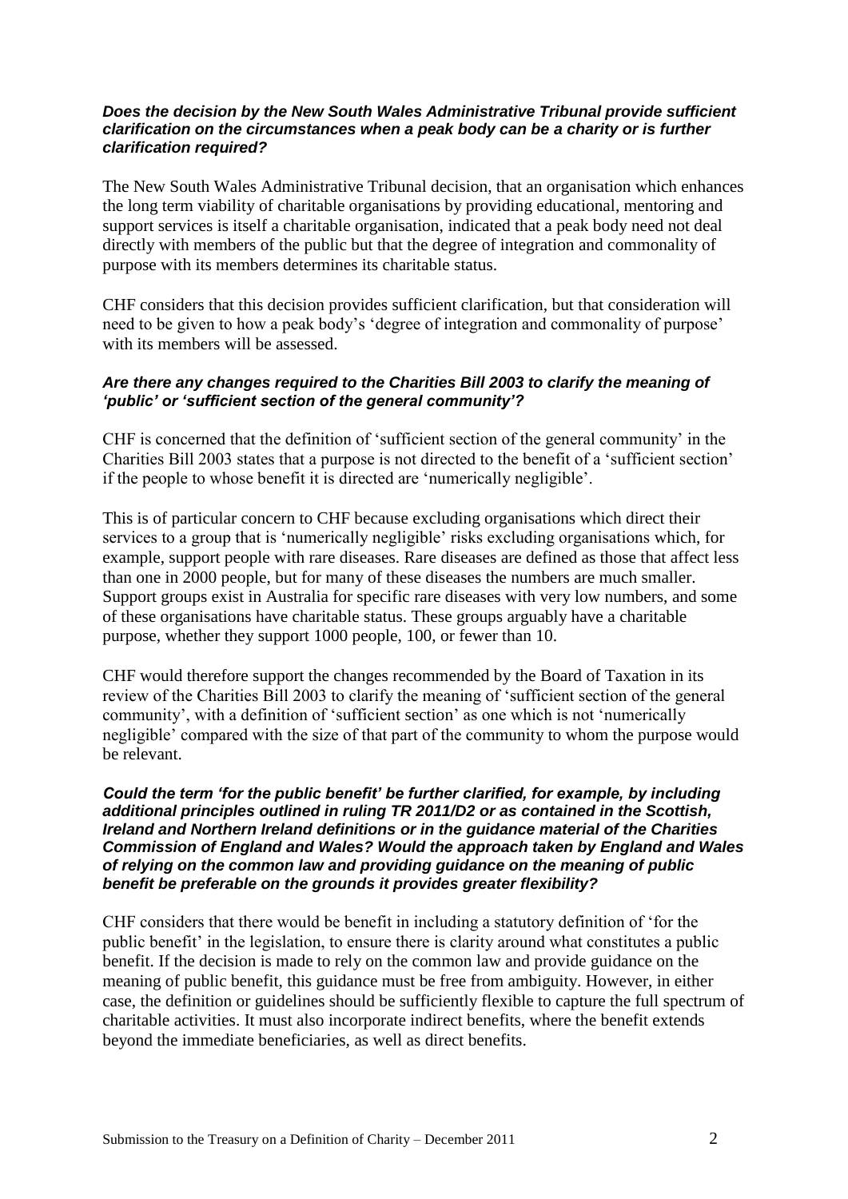***Does the decision by the New South Wales Administrative Tribunal provide sufficient clarification on the circumstances when a peak body can be a charity or is further clarification required?***

The New South Wales Administrative Tribunal decision, that an organisation which enhances the long term viability of charitable organisations by providing educational, mentoring and support services is itself a charitable organisation, indicated that a peak body need not deal directly with members of the public but that the degree of integration and commonality of purpose with its members determines its charitable status.

CHF considers that this decision provides sufficient clarification, but that consideration will need to be given to how a peak body's 'degree of integration and commonality of purpose' with its members will be assessed.

***Are there any changes required to the Charities Bill 2003 to clarify the meaning of 'public' or 'sufficient section of the general community'?***

CHF is concerned that the definition of 'sufficient section of the general community' in the Charities Bill 2003 states that a purpose is not directed to the benefit of a 'sufficient section' if the people to whose benefit it is directed are 'numerically negligible'.

This is of particular concern to CHF because excluding organisations which direct their services to a group that is 'numerically negligible' risks excluding organisations which, for example, support people with rare diseases. Rare diseases are defined as those that affect less than one in 2000 people, but for many of these diseases the numbers are much smaller. Support groups exist in Australia for specific rare diseases with very low numbers, and some of these organisations have charitable status. These groups arguably have a charitable purpose, whether they support 1000 people, 100, or fewer than 10.

CHF would therefore support the changes recommended by the Board of Taxation in its review of the Charities Bill 2003 to clarify the meaning of 'sufficient section of the general community', with a definition of 'sufficient section' as one which is not 'numerically negligible' compared with the size of that part of the community to whom the purpose would be relevant.

***Could the term 'for the public benefit' be further clarified, for example, by including additional principles outlined in ruling TR 2011/D2 or as contained in the Scottish, Ireland and Northern Ireland definitions or in the guidance material of the Charities Commission of England and Wales? Would the approach taken by England and Wales of relying on the common law and providing guidance on the meaning of public benefit be preferable on the grounds it provides greater flexibility?***

CHF considers that there would be benefit in including a statutory definition of 'for the public benefit' in the legislation, to ensure there is clarity around what constitutes a public benefit. If the decision is made to rely on the common law and provide guidance on the meaning of public benefit, this guidance must be free from ambiguity. However, in either case, the definition or guidelines should be sufficiently flexible to capture the full spectrum of charitable activities. It must also incorporate indirect benefits, where the benefit extends beyond the immediate beneficiaries, as well as direct benefits.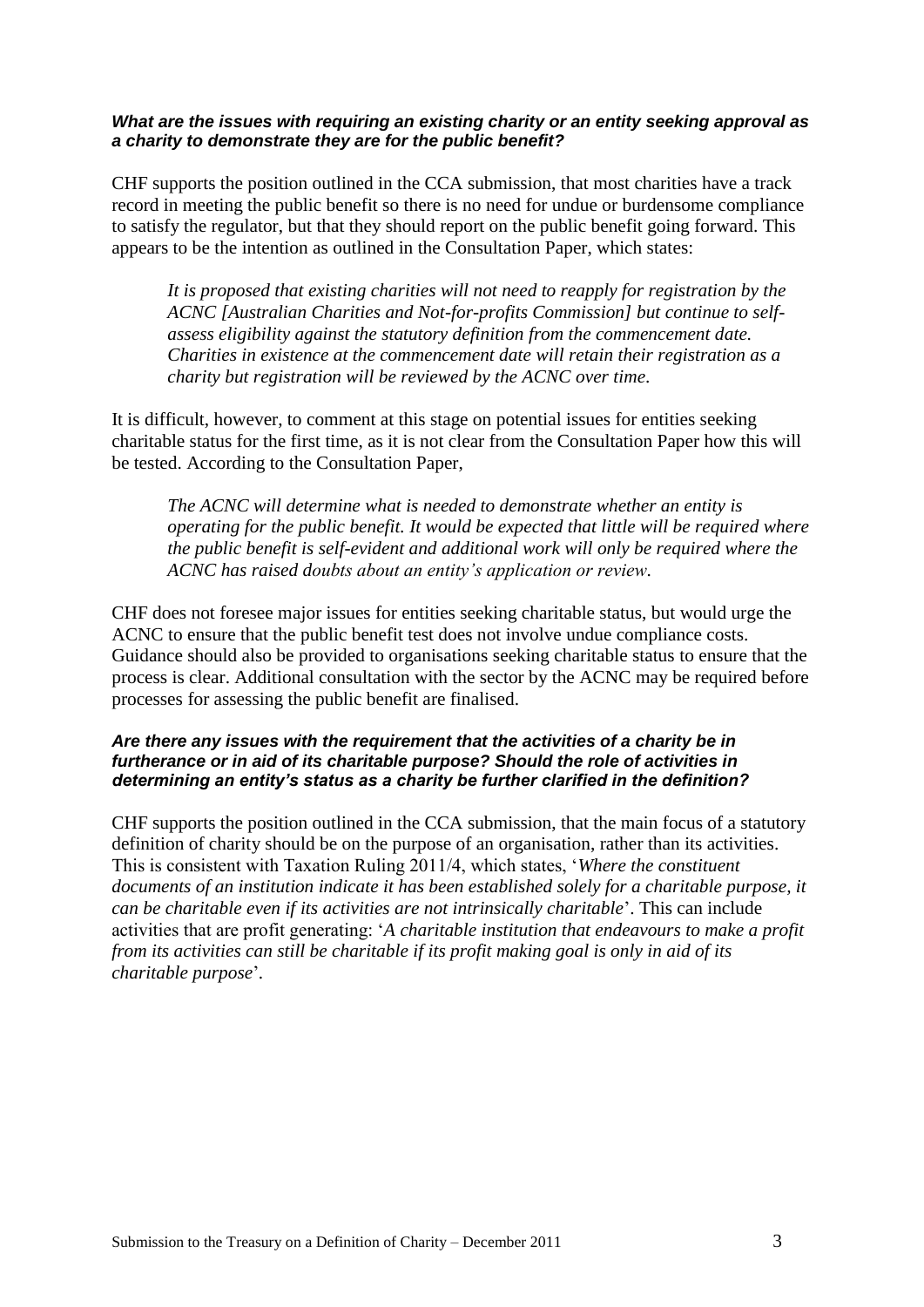### *What are the issues with requiring an existing charity or an entity seeking approval as a charity to demonstrate they are for the public benefit?*

CHF supports the position outlined in the CCA submission, that most charities have a track record in meeting the public benefit so there is no need for undue or burdensome compliance to satisfy the regulator, but that they should report on the public benefit going forward. This appears to be the intention as outlined in the Consultation Paper, which states:

> *It is proposed that existing charities will not need to reapply for registration by the ACNC [Australian Charities and Not-for-profits Commission] but continue to self-assess eligibility against the statutory definition from the commencement date. Charities in existence at the commencement date will retain their registration as a charity but registration will be reviewed by the ACNC over time.*

It is difficult, however, to comment at this stage on potential issues for entities seeking charitable status for the first time, as it is not clear from the Consultation Paper how this will be tested. According to the Consultation Paper,

> *The ACNC will determine what is needed to demonstrate whether an entity is operating for the public benefit. It would be expected that little will be required where the public benefit is self-evident and additional work will only be required where the ACNC has raised doubts about an entity's application or review.*

CHF does not foresee major issues for entities seeking charitable status, but would urge the ACNC to ensure that the public benefit test does not involve undue compliance costs. Guidance should also be provided to organisations seeking charitable status to ensure that the process is clear. Additional consultation with the sector by the ACNC may be required before processes for assessing the public benefit are finalised.

### *Are there any issues with the requirement that the activities of a charity be in furtherance or in aid of its charitable purpose? Should the role of activities in determining an entity's status as a charity be further clarified in the definition?*

CHF supports the position outlined in the CCA submission, that the main focus of a statutory definition of charity should be on the purpose of an organisation, rather than its activities. This is consistent with Taxation Ruling 2011/4, which states, '*Where the constituent documents of an institution indicate it has been established solely for a charitable purpose, it can be charitable even if its activities are not intrinsically charitable*'. This can include activities that are profit generating: '*A charitable institution that endeavours to make a profit from its activities can still be charitable if its profit making goal is only in aid of its charitable purpose*'.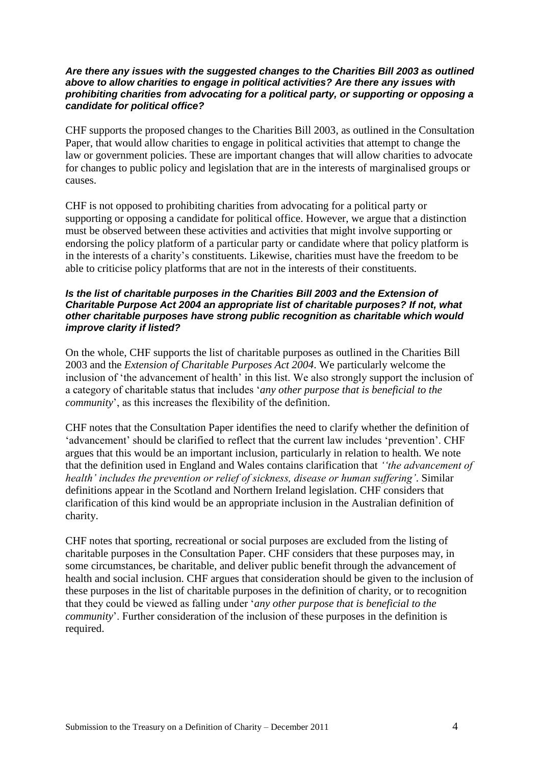***Are there any issues with the suggested changes to the Charities Bill 2003 as outlined above to allow charities to engage in political activities? Are there any issues with prohibiting charities from advocating for a political party, or supporting or opposing a candidate for political office?***

CHF supports the proposed changes to the Charities Bill 2003, as outlined in the Consultation Paper, that would allow charities to engage in political activities that attempt to change the law or government policies. These are important changes that will allow charities to advocate for changes to public policy and legislation that are in the interests of marginalised groups or causes.

CHF is not opposed to prohibiting charities from advocating for a political party or supporting or opposing a candidate for political office. However, we argue that a distinction must be observed between these activities and activities that might involve supporting or endorsing the policy platform of a particular party or candidate where that policy platform is in the interests of a charity's constituents. Likewise, charities must have the freedom to be able to criticise policy platforms that are not in the interests of their constituents.

***Is the list of charitable purposes in the Charities Bill 2003 and the Extension of Charitable Purpose Act 2004 an appropriate list of charitable purposes? If not, what other charitable purposes have strong public recognition as charitable which would improve clarity if listed?***

On the whole, CHF supports the list of charitable purposes as outlined in the Charities Bill 2003 and the *Extension of Charitable Purposes Act 2004*. We particularly welcome the inclusion of 'the advancement of health' in this list. We also strongly support the inclusion of a category of charitable status that includes '*any other purpose that is beneficial to the community*', as this increases the flexibility of the definition.

CHF notes that the Consultation Paper identifies the need to clarify whether the definition of 'advancement' should be clarified to reflect that the current law includes 'prevention'. CHF argues that this would be an important inclusion, particularly in relation to health. We note that the definition used in England and Wales contains clarification that *''the advancement of health' includes the prevention or relief of sickness, disease or human suffering'*. Similar definitions appear in the Scotland and Northern Ireland legislation. CHF considers that clarification of this kind would be an appropriate inclusion in the Australian definition of charity.

CHF notes that sporting, recreational or social purposes are excluded from the listing of charitable purposes in the Consultation Paper. CHF considers that these purposes may, in some circumstances, be charitable, and deliver public benefit through the advancement of health and social inclusion. CHF argues that consideration should be given to the inclusion of these purposes in the list of charitable purposes in the definition of charity, or to recognition that they could be viewed as falling under '*any other purpose that is beneficial to the community*'. Further consideration of the inclusion of these purposes in the definition is required.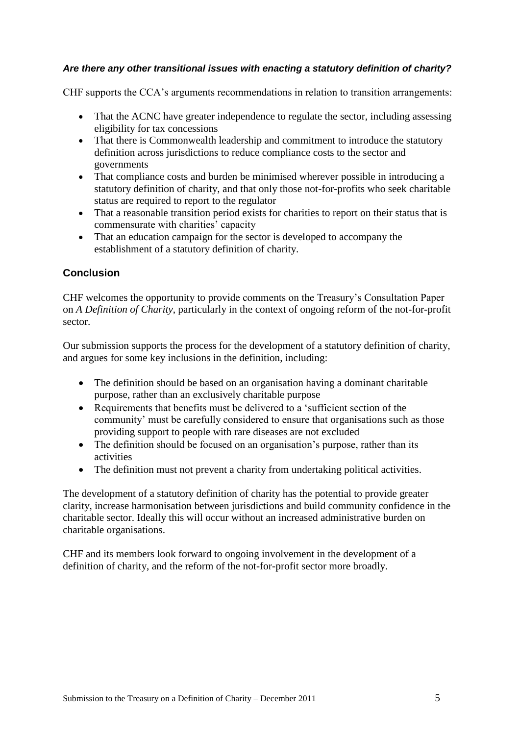***Are there any other transitional issues with enacting a statutory definition of charity?***

CHF supports the CCA's arguments recommendations in relation to transition arrangements:

- That the ACNC have greater independence to regulate the sector, including assessing eligibility for tax concessions
- That there is Commonwealth leadership and commitment to introduce the statutory definition across jurisdictions to reduce compliance costs to the sector and governments
- That compliance costs and burden be minimised wherever possible in introducing a statutory definition of charity, and that only those not-for-profits who seek charitable status are required to report to the regulator
- That a reasonable transition period exists for charities to report on their status that is commensurate with charities' capacity
- That an education campaign for the sector is developed to accompany the establishment of a statutory definition of charity.

## Conclusion

CHF welcomes the opportunity to provide comments on the Treasury's Consultation Paper on *A Definition of Charity*, particularly in the context of ongoing reform of the not-for-profit sector.

Our submission supports the process for the development of a statutory definition of charity, and argues for some key inclusions in the definition, including:

- The definition should be based on an organisation having a dominant charitable purpose, rather than an exclusively charitable purpose
- Requirements that benefits must be delivered to a 'sufficient section of the community' must be carefully considered to ensure that organisations such as those providing support to people with rare diseases are not excluded
- The definition should be focused on an organisation's purpose, rather than its activities
- The definition must not prevent a charity from undertaking political activities.

The development of a statutory definition of charity has the potential to provide greater clarity, increase harmonisation between jurisdictions and build community confidence in the charitable sector. Ideally this will occur without an increased administrative burden on charitable organisations.

CHF and its members look forward to ongoing involvement in the development of a definition of charity, and the reform of the not-for-profit sector more broadly.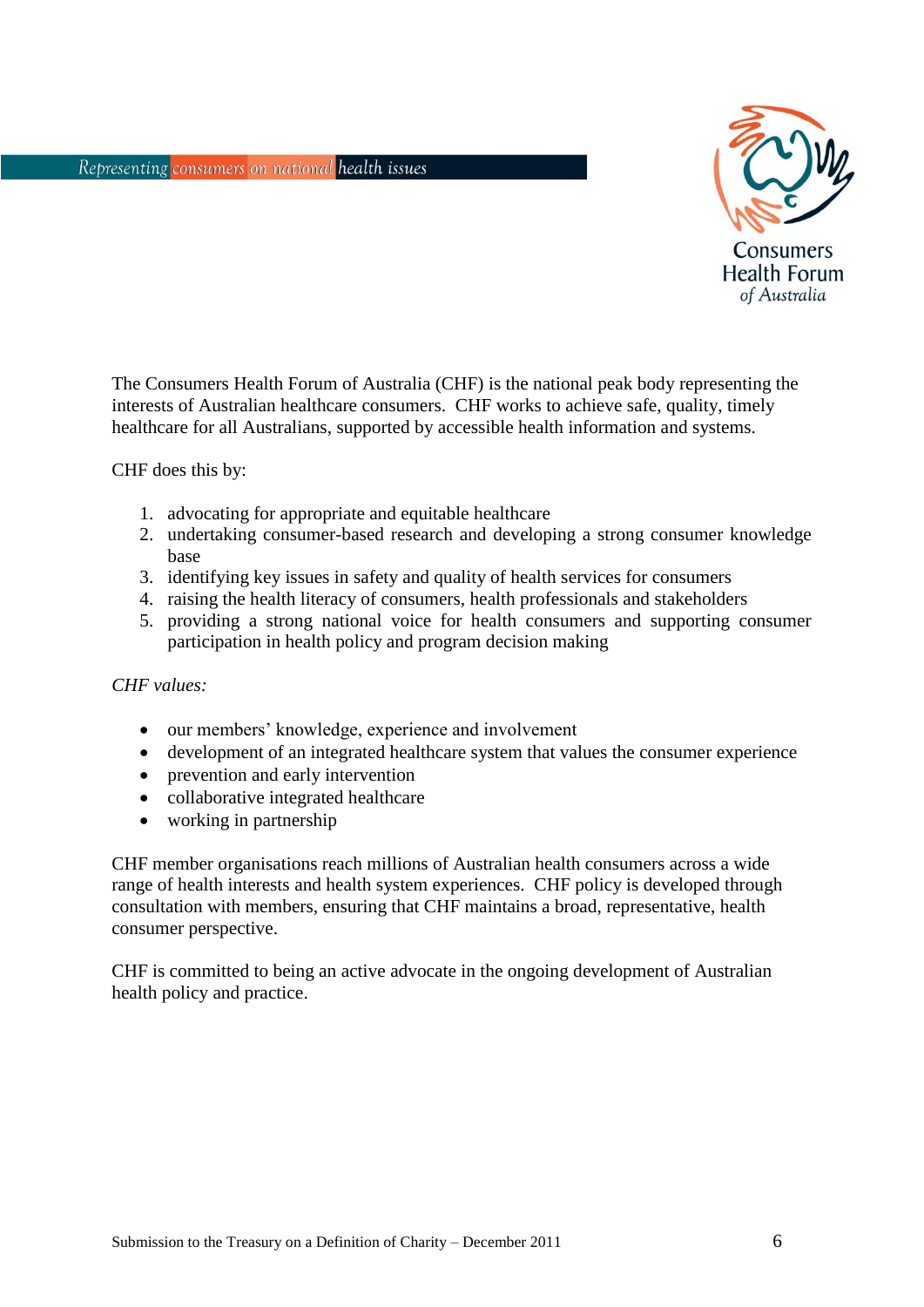Representing consumers on national health issues

Consumers Health Forum of Australia

The Consumers Health Forum of Australia (CHF) is the national peak body representing the interests of Australian healthcare consumers. CHF works to achieve safe, quality, timely healthcare for all Australians, supported by accessible health information and systems.

CHF does this by:

1. advocating for appropriate and equitable healthcare
2. undertaking consumer-based research and developing a strong consumer knowledge base
3. identifying key issues in safety and quality of health services for consumers
4. raising the health literacy of consumers, health professionals and stakeholders
5. providing a strong national voice for health consumers and supporting consumer participation in health policy and program decision making

*CHF values:*

- our members' knowledge, experience and involvement
- development of an integrated healthcare system that values the consumer experience
- prevention and early intervention
- collaborative integrated healthcare
- working in partnership

CHF member organisations reach millions of Australian health consumers across a wide range of health interests and health system experiences. CHF policy is developed through consultation with members, ensuring that CHF maintains a broad, representative, health consumer perspective.

CHF is committed to being an active advocate in the ongoing development of Australian health policy and practice.